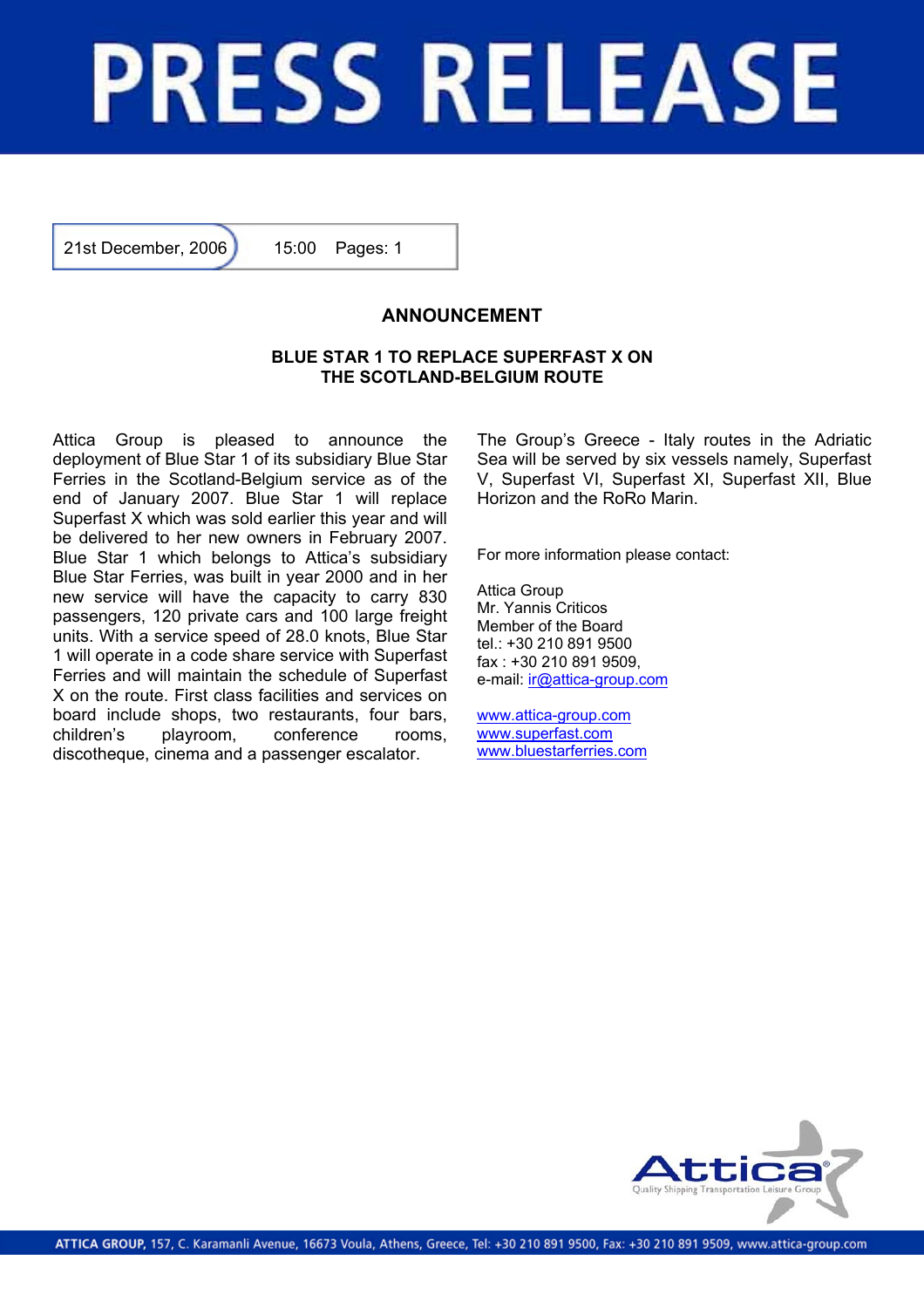# PRESS RELEASE

21st December, 2006 15:00 Pages: 1

## ANNOUNCEMENT

### BLUE STAR 1 TO REPLACE SUPERFAST X ON THE SCOTLAND-BELGIUM ROUTE

Attica Group is pleased to announce the deployment of Blue Star 1 of its subsidiary Blue Star Ferries in the Scotland-Belgium service as of the end of January 2007. Blue Star 1 will replace Superfast X which was sold earlier this year and will be delivered to her new owners in February 2007. Blue Star 1 which belongs to Attica's subsidiary Blue Star Ferries, was built in year 2000 and in her new service will have the capacity to carry 830 passengers, 120 private cars and 100 large freight units. With a service speed of 28.0 knots, Blue Star 1 will operate in a code share service with Superfast Ferries and will maintain the schedule of Superfast X on the route. First class facilities and services on board include shops, two restaurants, four bars, children's playroom, conference rooms, discotheque, cinema and a passenger escalator.

The Group's Greece - Italy routes in the Adriatic Sea will be served by six vessels namely, Superfast V, Superfast VI, Superfast XI, Superfast XII, Blue Horizon and the RoRo Marin.

For more information please contact:

Attica Group
Mr. Yannis Criticos
Member of the Board
tel.: +30 210 891 9500
fax : +30 210 891 9509,
e-mail: ir@attica-group.com

www.attica-group.com
www.superfast.com
www.bluestarferries.com

Attica
Quality Shipping Transportation Leisure Group

ATTICA GROUP, 157, C. Karamanli Avenue, 16673 Voula, Athens, Greece, Tel: +30 210 891 9500, Fax: +30 210 891 9509, www.attica-group.com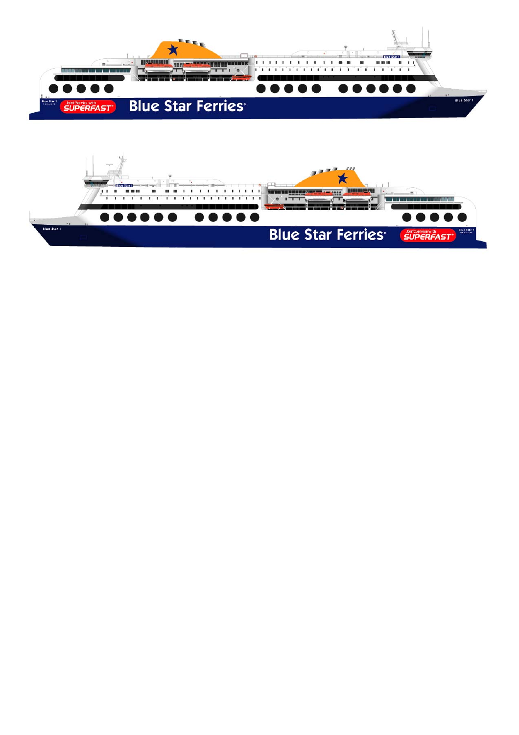Blue Star 1

Joint Service with SUPERFAST

Blue Star Ferries

Blue Star 1

Blue Star 1

Blue Star 1

Blue Star Ferries

Joint Service with SUPERFAST

Blue Star 1